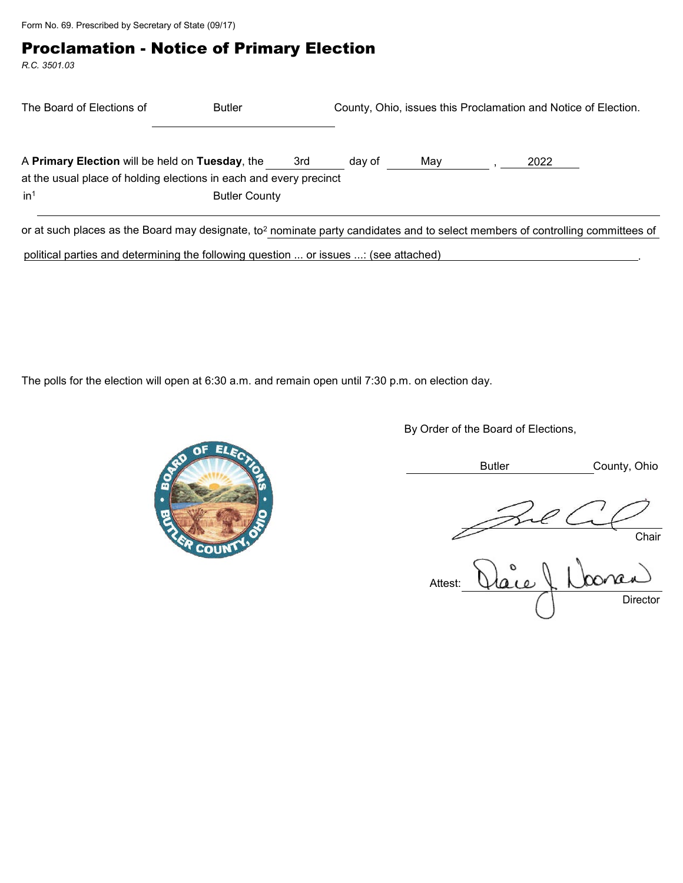Form No. 69. Prescribed by Secretary of State (09/17)

# Proclamation - Notice of Primary Election

*R.C. 3501.03*

The Board of Elections of Butler County, Ohio, issues this Proclamation and Notice of Election.

A **Primary Election** will be held on **Tuesday**, the 3rd day of May, 2022 at the usual place of holding elections in each and every precinct in[1] Butler County

or at such places as the Board may designate, to[2] nominate party candidates and to select members of controlling committees of political parties and determining the following question ... or issues ...: (see attached).

The polls for the election will open at 6:30 a.m. and remain open until 7:30 p.m. on election day.

By Order of the Board of Elections,

Butler County, Ohio

Chair

Attest: Director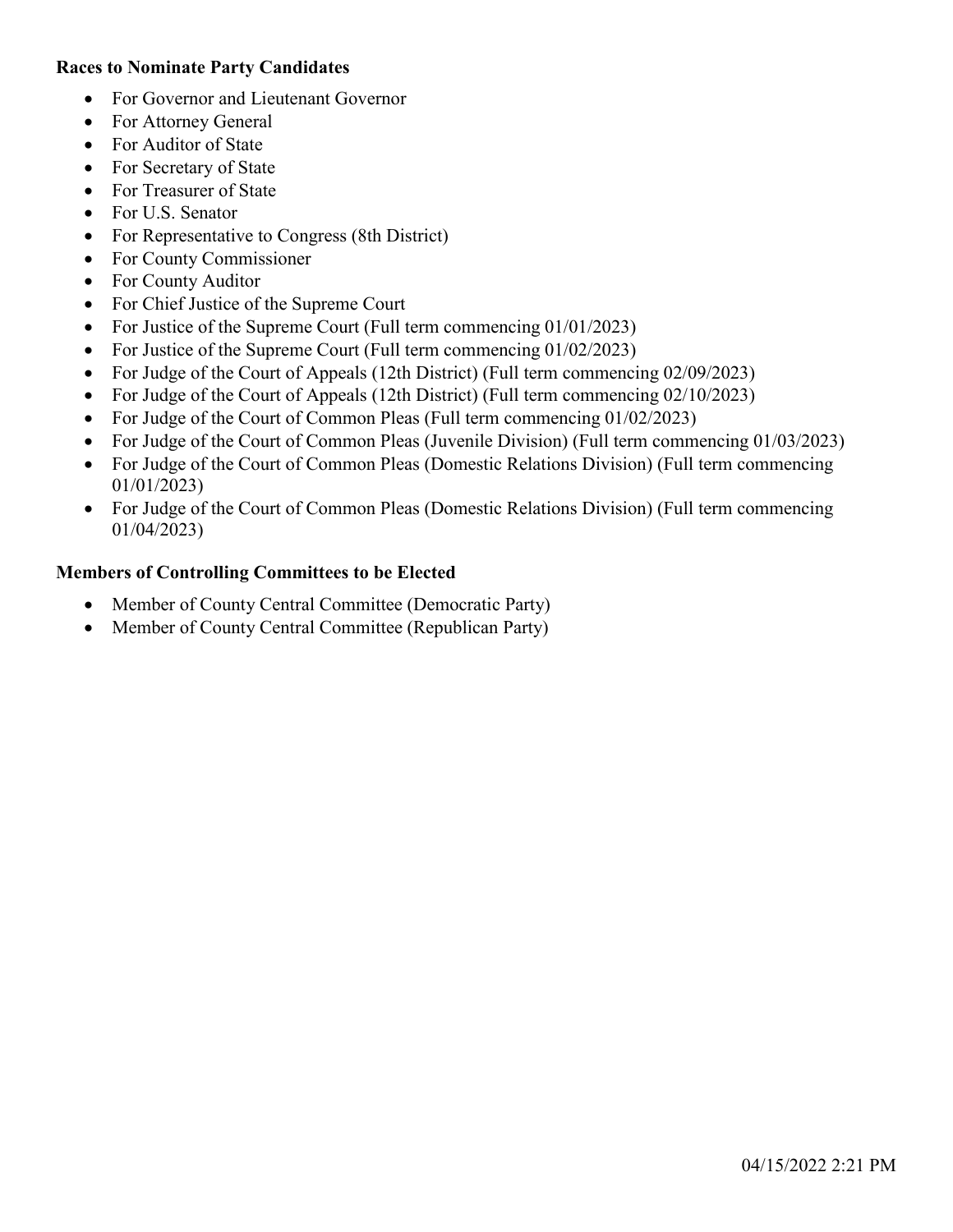**Races to Nominate Party Candidates**

- For Governor and Lieutenant Governor
- For Attorney General
- For Auditor of State
- For Secretary of State
- For Treasurer of State
- For U.S. Senator
- For Representative to Congress (8th District)
- For County Commissioner
- For County Auditor
- For Chief Justice of the Supreme Court
- For Justice of the Supreme Court (Full term commencing 01/01/2023)
- For Justice of the Supreme Court (Full term commencing 01/02/2023)
- For Judge of the Court of Appeals (12th District) (Full term commencing 02/09/2023)
- For Judge of the Court of Appeals (12th District) (Full term commencing 02/10/2023)
- For Judge of the Court of Common Pleas (Full term commencing 01/02/2023)
- For Judge of the Court of Common Pleas (Juvenile Division) (Full term commencing 01/03/2023)
- For Judge of the Court of Common Pleas (Domestic Relations Division) (Full term commencing 01/01/2023)
- For Judge of the Court of Common Pleas (Domestic Relations Division) (Full term commencing 01/04/2023)

**Members of Controlling Committees to be Elected**

- Member of County Central Committee (Democratic Party)
- Member of County Central Committee (Republican Party)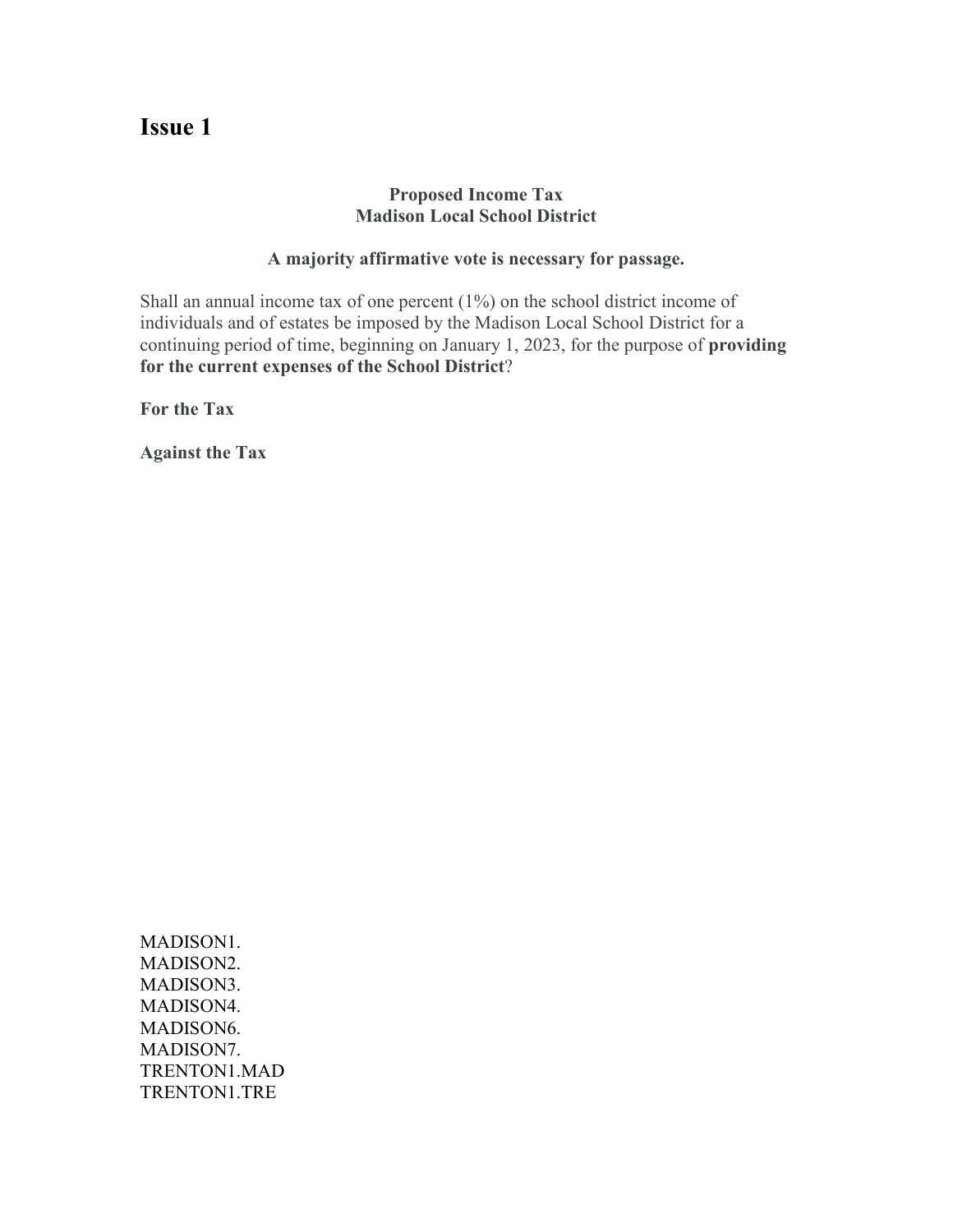# Issue 1

**Proposed Income Tax**
**Madison Local School District**

**A majority affirmative vote is necessary for passage.**

Shall an annual income tax of one percent (1%) on the school district income of individuals and of estates be imposed by the Madison Local School District for a continuing period of time, beginning on January 1, 2023, for the purpose of **providing for the current expenses of the School District**?

**For the Tax**

**Against the Tax**

MADISON1.
MADISON2.
MADISON3.
MADISON4.
MADISON6.
MADISON7.
TRENTON1.MAD
TRENTON1.TRE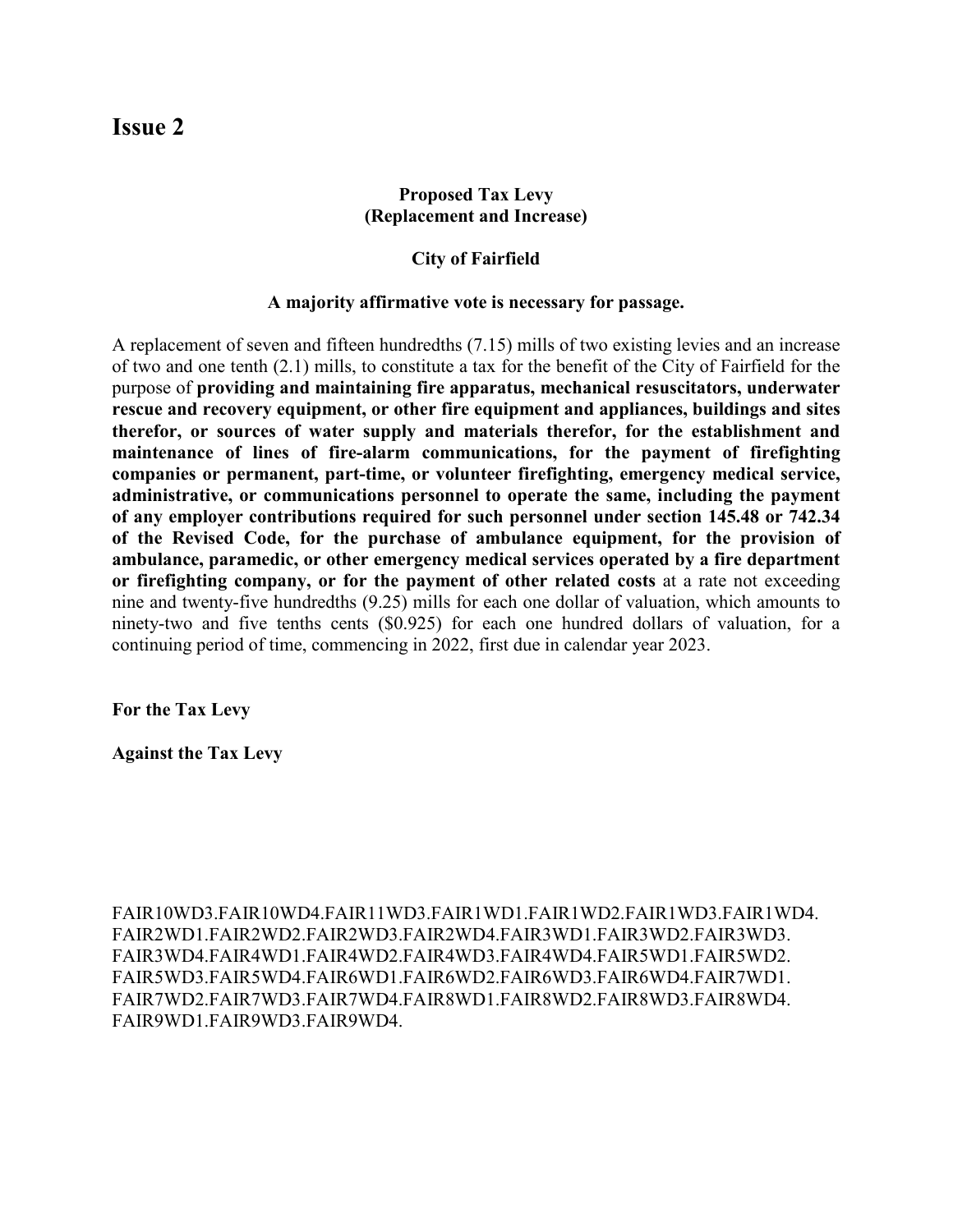# Issue 2

**Proposed Tax Levy**
**(Replacement and Increase)**

**City of Fairfield**

**A majority affirmative vote is necessary for passage.**

A replacement of seven and fifteen hundredths (7.15) mills of two existing levies and an increase of two and one tenth (2.1) mills, to constitute a tax for the benefit of the City of Fairfield for the purpose of **providing and maintaining fire apparatus, mechanical resuscitators, underwater rescue and recovery equipment, or other fire equipment and appliances, buildings and sites therefor, or sources of water supply and materials therefor, for the establishment and maintenance of lines of fire-alarm communications, for the payment of firefighting companies or permanent, part-time, or volunteer firefighting, emergency medical service, administrative, or communications personnel to operate the same, including the payment of any employer contributions required for such personnel under section 145.48 or 742.34 of the Revised Code, for the purchase of ambulance equipment, for the provision of ambulance, paramedic, or other emergency medical services operated by a fire department or firefighting company, or for the payment of other related costs** at a rate not exceeding nine and twenty-five hundredths (9.25) mills for each one dollar of valuation, which amounts to ninety-two and five tenths cents ($0.925) for each one hundred dollars of valuation, for a continuing period of time, commencing in 2022, first due in calendar year 2023.

**For the Tax Levy**

**Against the Tax Levy**

FAIR10WD3.FAIR10WD4.FAIR11WD3.FAIR1WD1.FAIR1WD2.FAIR1WD3.FAIR1WD4.
FAIR2WD1.FAIR2WD2.FAIR2WD3.FAIR2WD4.FAIR3WD1.FAIR3WD2.FAIR3WD3.
FAIR3WD4.FAIR4WD1.FAIR4WD2.FAIR4WD3.FAIR4WD4.FAIR5WD1.FAIR5WD2.
FAIR5WD3.FAIR5WD4.FAIR6WD1.FAIR6WD2.FAIR6WD3.FAIR6WD4.FAIR7WD1.
FAIR7WD2.FAIR7WD3.FAIR7WD4.FAIR8WD1.FAIR8WD2.FAIR8WD3.FAIR8WD4.
FAIR9WD1.FAIR9WD3.FAIR9WD4.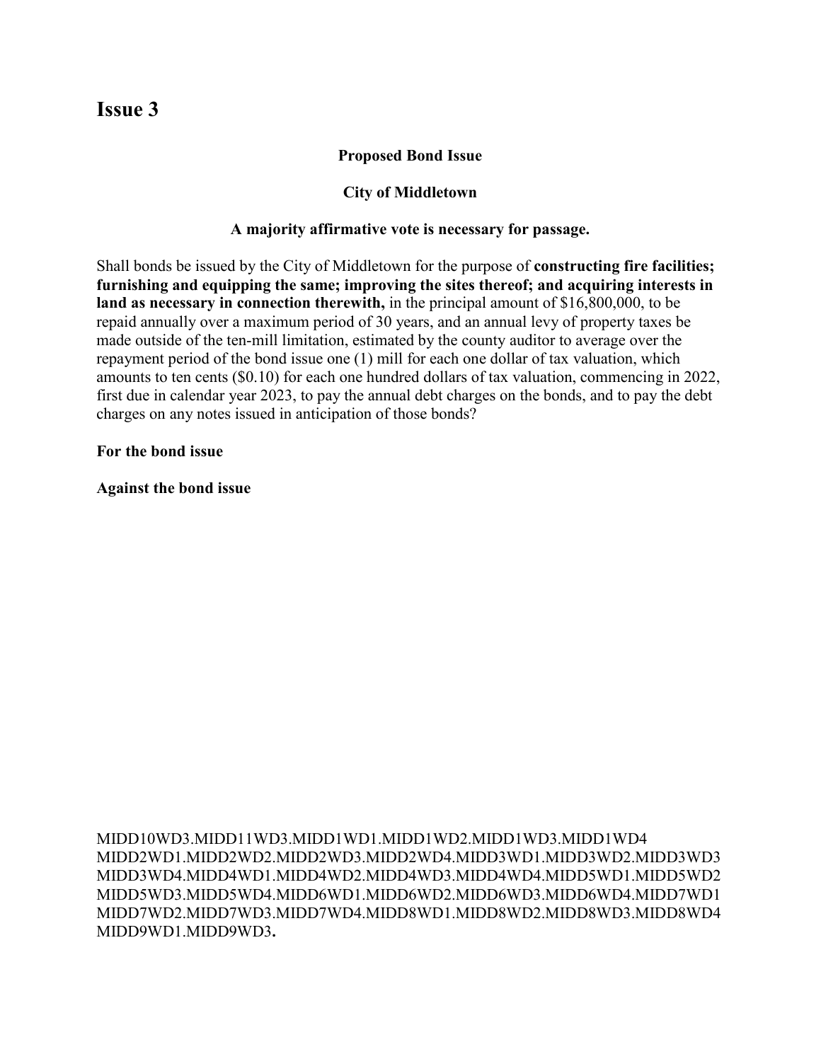# Issue 3

**Proposed Bond Issue**

**City of Middletown**

**A majority affirmative vote is necessary for passage.**

Shall bonds be issued by the City of Middletown for the purpose of **constructing fire facilities; furnishing and equipping the same; improving the sites thereof; and acquiring interests in land as necessary in connection therewith,** in the principal amount of $16,800,000, to be repaid annually over a maximum period of 30 years, and an annual levy of property taxes be made outside of the ten-mill limitation, estimated by the county auditor to average over the repayment period of the bond issue one (1) mill for each one dollar of tax valuation, which amounts to ten cents ($0.10) for each one hundred dollars of tax valuation, commencing in 2022, first due in calendar year 2023, to pay the annual debt charges on the bonds, and to pay the debt charges on any notes issued in anticipation of those bonds?

**For the bond issue**

**Against the bond issue**

MIDD10WD3.MIDD11WD3.MIDD1WD1.MIDD1WD2.MIDD1WD3.MIDD1WD4 MIDD2WD1.MIDD2WD2.MIDD2WD3.MIDD2WD4.MIDD3WD1.MIDD3WD2.MIDD3WD3 MIDD3WD4.MIDD4WD1.MIDD4WD2.MIDD4WD3.MIDD4WD4.MIDD5WD1.MIDD5WD2 MIDD5WD3.MIDD5WD4.MIDD6WD1.MIDD6WD2.MIDD6WD3.MIDD6WD4.MIDD7WD1 MIDD7WD2.MIDD7WD3.MIDD7WD4.MIDD8WD1.MIDD8WD2.MIDD8WD3.MIDD8WD4 MIDD9WD1.MIDD9WD3**.**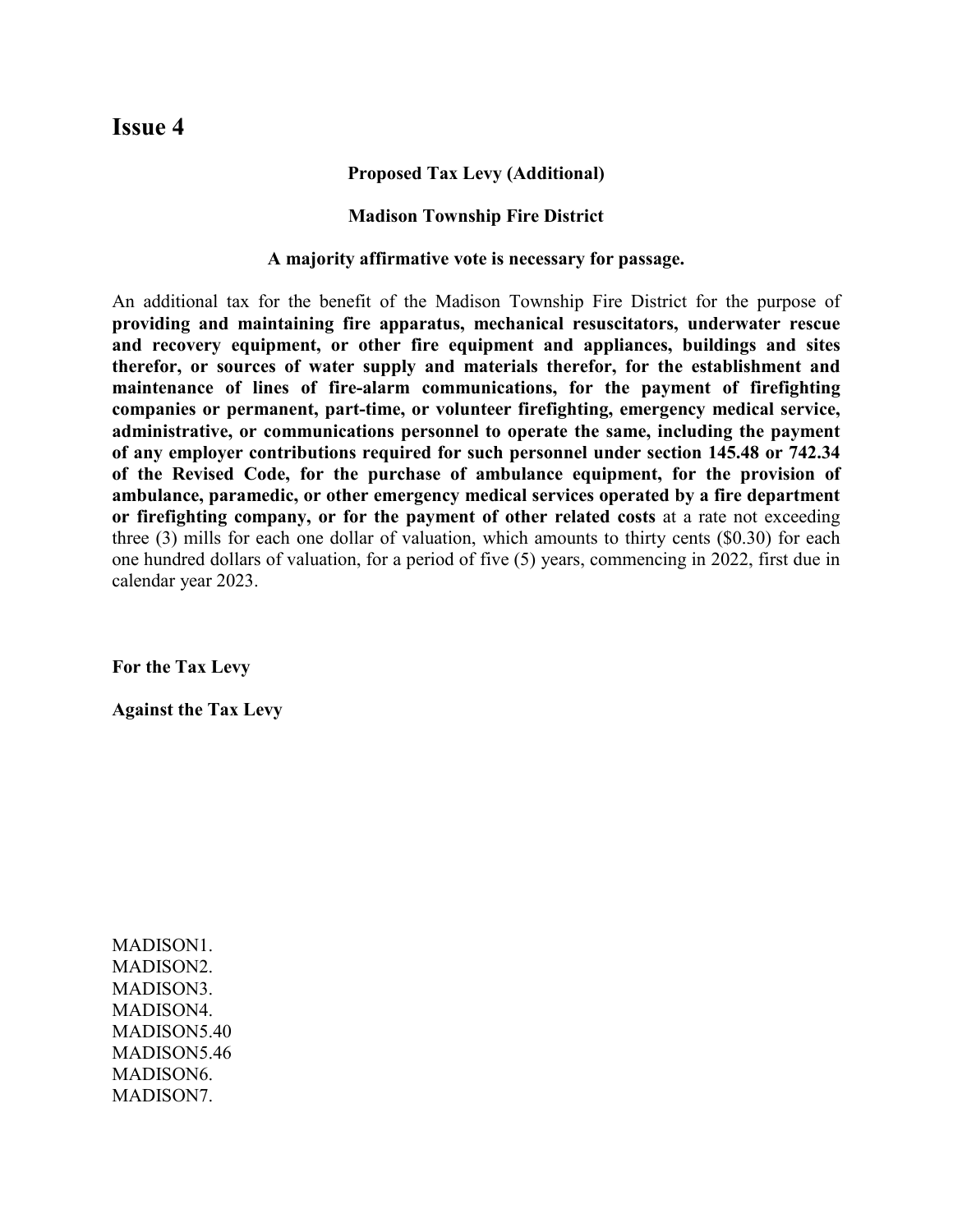## Issue 4

**Proposed Tax Levy (Additional)**

**Madison Township Fire District**

**A majority affirmative vote is necessary for passage.**

An additional tax for the benefit of the Madison Township Fire District for the purpose of **providing and maintaining fire apparatus, mechanical resuscitators, underwater rescue and recovery equipment, or other fire equipment and appliances, buildings and sites therefor, or sources of water supply and materials therefor, for the establishment and maintenance of lines of fire-alarm communications, for the payment of firefighting companies or permanent, part-time, or volunteer firefighting, emergency medical service, administrative, or communications personnel to operate the same, including the payment of any employer contributions required for such personnel under section 145.48 or 742.34 of the Revised Code, for the purchase of ambulance equipment, for the provision of ambulance, paramedic, or other emergency medical services operated by a fire department or firefighting company, or for the payment of other related costs** at a rate not exceeding three (3) mills for each one dollar of valuation, which amounts to thirty cents ($0.30) for each one hundred dollars of valuation, for a period of five (5) years, commencing in 2022, first due in calendar year 2023.

**For the Tax Levy**

**Against the Tax Levy**

MADISON1.
MADISON2.
MADISON3.
MADISON4.
MADISON5.40
MADISON5.46
MADISON6.
MADISON7.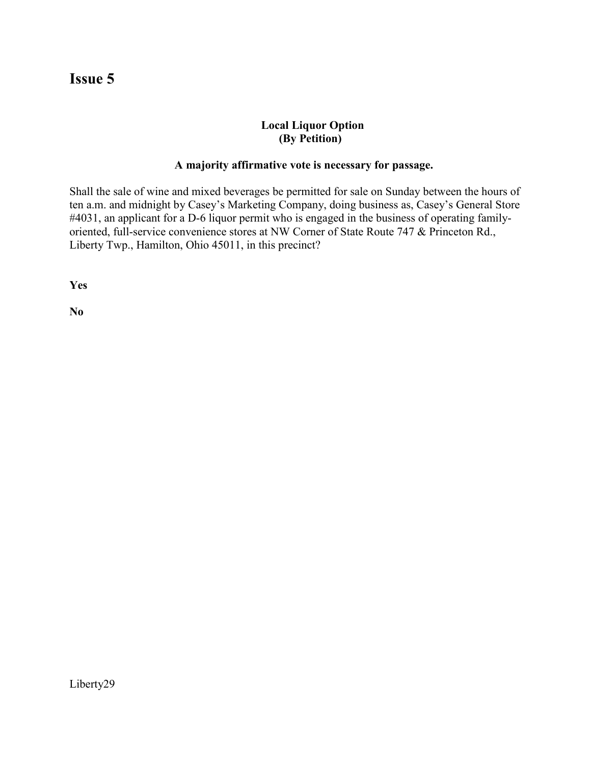# Issue 5

**Local Liquor Option**
**(By Petition)**

**A majority affirmative vote is necessary for passage.**

Shall the sale of wine and mixed beverages be permitted for sale on Sunday between the hours of ten a.m. and midnight by Casey's Marketing Company, doing business as, Casey's General Store #4031, an applicant for a D-6 liquor permit who is engaged in the business of operating family-oriented, full-service convenience stores at NW Corner of State Route 747 & Princeton Rd., Liberty Twp., Hamilton, Ohio 45011, in this precinct?

**Yes**

**No**

Liberty29